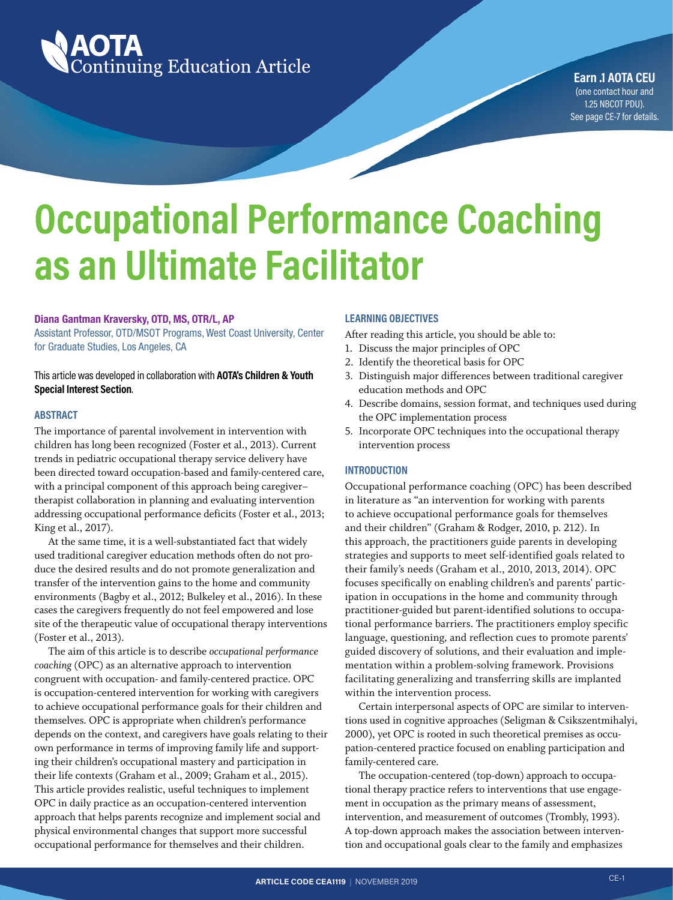AOTA Continuing Education Article

**Earn .1 AOTA CEU**
(one contact hour and 1.25 NBCOT PDU).
See page CE-7 for details.

# Occupational Performance Coaching as an Ultimate Facilitator

**Diana Gantman Kraversky, OTD, MS, OTR/L, AP**
Assistant Professor, OTD/MSOT Programs, West Coast University, Center for Graduate Studies, Los Angeles, CA

This article was developed in collaboration with **AOTA's Children & Youth Special Interest Section**.

## ABSTRACT

The importance of parental involvement in intervention with children has long been recognized (Foster et al., 2013). Current trends in pediatric occupational therapy service delivery have been directed toward occupation-based and family-centered care, with a principal component of this approach being caregiver–therapist collaboration in planning and evaluating intervention addressing occupational performance deficits (Foster et al., 2013; King et al., 2017).

At the same time, it is a well-substantiated fact that widely used traditional caregiver education methods often do not produce the desired results and do not promote generalization and transfer of the intervention gains to the home and community environments (Bagby et al., 2012; Bulkeley et al., 2016). In these cases the caregivers frequently do not feel empowered and lose site of the therapeutic value of occupational therapy interventions (Foster et al., 2013).

The aim of this article is to describe *occupational performance coaching* (OPC) as an alternative approach to intervention congruent with occupation- and family-centered practice. OPC is occupation-centered intervention for working with caregivers to achieve occupational performance goals for their children and themselves. OPC is appropriate when children's performance depends on the context, and caregivers have goals relating to their own performance in terms of improving family life and supporting their children's occupational mastery and participation in their life contexts (Graham et al., 2009; Graham et al., 2015). This article provides realistic, useful techniques to implement OPC in daily practice as an occupation-centered intervention approach that helps parents recognize and implement social and physical environmental changes that support more successful occupational performance for themselves and their children.

## LEARNING OBJECTIVES

After reading this article, you should be able to:

1. Discuss the major principles of OPC
2. Identify the theoretical basis for OPC
3. Distinguish major differences between traditional caregiver education methods and OPC
4. Describe domains, session format, and techniques used during the OPC implementation process
5. Incorporate OPC techniques into the occupational therapy intervention process

## INTRODUCTION

Occupational performance coaching (OPC) has been described in literature as "an intervention for working with parents to achieve occupational performance goals for themselves and their children" (Graham & Rodger, 2010, p. 212). In this approach, the practitioners guide parents in developing strategies and supports to meet self-identified goals related to their family's needs (Graham et al., 2010, 2013, 2014). OPC focuses specifically on enabling children's and parents' participation in occupations in the home and community through practitioner-guided but parent-identified solutions to occupational performance barriers. The practitioners employ specific language, questioning, and reflection cues to promote parents' guided discovery of solutions, and their evaluation and implementation within a problem-solving framework. Provisions facilitating generalizing and transferring skills are implanted within the intervention process.

Certain interpersonal aspects of OPC are similar to interventions used in cognitive approaches (Seligman & Csikszentmihalyi, 2000), yet OPC is rooted in such theoretical premises as occupation-centered practice focused on enabling participation and family-centered care.

The occupation-centered (top-down) approach to occupational therapy practice refers to interventions that use engagement in occupation as the primary means of assessment, intervention, and measurement of outcomes (Trombly, 1993). A top-down approach makes the association between intervention and occupational goals clear to the family and emphasizes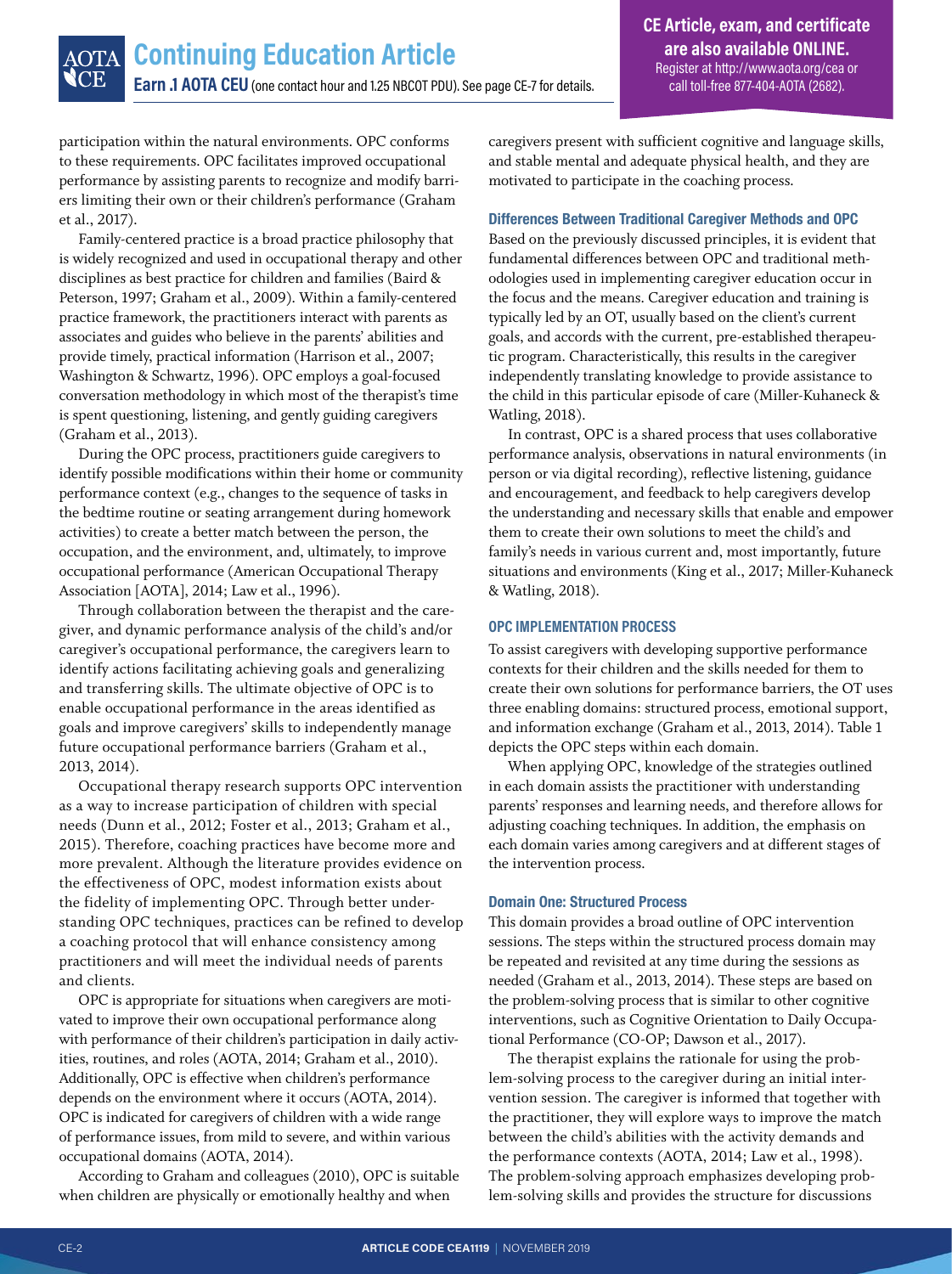participation within the natural environments. OPC conforms to these requirements. OPC facilitates improved occupational performance by assisting parents to recognize and modify barriers limiting their own or their children's performance (Graham et al., 2017).

Family-centered practice is a broad practice philosophy that is widely recognized and used in occupational therapy and other disciplines as best practice for children and families (Baird & Peterson, 1997; Graham et al., 2009). Within a family-centered practice framework, the practitioners interact with parents as associates and guides who believe in the parents' abilities and provide timely, practical information (Harrison et al., 2007; Washington & Schwartz, 1996). OPC employs a goal-focused conversation methodology in which most of the therapist's time is spent questioning, listening, and gently guiding caregivers (Graham et al., 2013).

During the OPC process, practitioners guide caregivers to identify possible modifications within their home or community performance context (e.g., changes to the sequence of tasks in the bedtime routine or seating arrangement during homework activities) to create a better match between the person, the occupation, and the environment, and, ultimately, to improve occupational performance (American Occupational Therapy Association [AOTA], 2014; Law et al., 1996).

Through collaboration between the therapist and the caregiver, and dynamic performance analysis of the child's and/or caregiver's occupational performance, the caregivers learn to identify actions facilitating achieving goals and generalizing and transferring skills. The ultimate objective of OPC is to enable occupational performance in the areas identified as goals and improve caregivers' skills to independently manage future occupational performance barriers (Graham et al., 2013, 2014).

Occupational therapy research supports OPC intervention as a way to increase participation of children with special needs (Dunn et al., 2012; Foster et al., 2013; Graham et al., 2015). Therefore, coaching practices have become more and more prevalent. Although the literature provides evidence on the effectiveness of OPC, modest information exists about the fidelity of implementing OPC. Through better understanding OPC techniques, practices can be refined to develop a coaching protocol that will enhance consistency among practitioners and will meet the individual needs of parents and clients.

OPC is appropriate for situations when caregivers are motivated to improve their own occupational performance along with performance of their children's participation in daily activities, routines, and roles (AOTA, 2014; Graham et al., 2010). Additionally, OPC is effective when children's performance depends on the environment where it occurs (AOTA, 2014). OPC is indicated for caregivers of children with a wide range of performance issues, from mild to severe, and within various occupational domains (AOTA, 2014).

According to Graham and colleagues (2010), OPC is suitable when children are physically or emotionally healthy and when caregivers present with sufficient cognitive and language skills, and stable mental and adequate physical health, and they are motivated to participate in the coaching process.

### Differences Between Traditional Caregiver Methods and OPC

Based on the previously discussed principles, it is evident that fundamental differences between OPC and traditional methodologies used in implementing caregiver education occur in the focus and the means. Caregiver education and training is typically led by an OT, usually based on the client's current goals, and accords with the current, pre-established therapeutic program. Characteristically, this results in the caregiver independently translating knowledge to provide assistance to the child in this particular episode of care (Miller-Kuhaneck & Watling, 2018).

In contrast, OPC is a shared process that uses collaborative performance analysis, observations in natural environments (in person or via digital recording), reflective listening, guidance and encouragement, and feedback to help caregivers develop the understanding and necessary skills that enable and empower them to create their own solutions to meet the child's and family's needs in various current and, most importantly, future situations and environments (King et al., 2017; Miller-Kuhaneck & Watling, 2018).

## OPC IMPLEMENTATION PROCESS

To assist caregivers with developing supportive performance contexts for their children and the skills needed for them to create their own solutions for performance barriers, the OT uses three enabling domains: structured process, emotional support, and information exchange (Graham et al., 2013, 2014). Table 1 depicts the OPC steps within each domain.

When applying OPC, knowledge of the strategies outlined in each domain assists the practitioner with understanding parents' responses and learning needs, and therefore allows for adjusting coaching techniques. In addition, the emphasis on each domain varies among caregivers and at different stages of the intervention process.

### Domain One: Structured Process

This domain provides a broad outline of OPC intervention sessions. The steps within the structured process domain may be repeated and revisited at any time during the sessions as needed (Graham et al., 2013, 2014). These steps are based on the problem-solving process that is similar to other cognitive interventions, such as Cognitive Orientation to Daily Occupational Performance (CO-OP; Dawson et al., 2017).

The therapist explains the rationale for using the problem-solving process to the caregiver during an initial intervention session. The caregiver is informed that together with the practitioner, they will explore ways to improve the match between the child's abilities with the activity demands and the performance contexts (AOTA, 2014; Law et al., 1998). The problem-solving approach emphasizes developing problem-solving skills and provides the structure for discussions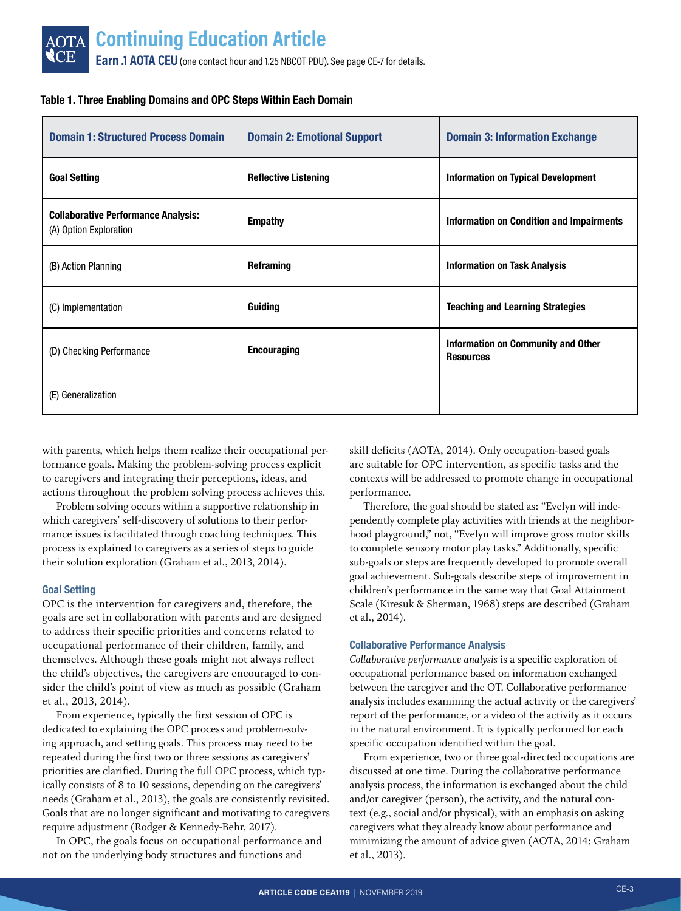**Table 1. Three Enabling Domains and OPC Steps Within Each Domain**

| Domain 1: Structured Process Domain | Domain 2: Emotional Support | Domain 3: Information Exchange |
|---|---|---|
| **Goal Setting** | **Reflective Listening** | **Information on Typical Development** |
| **Collaborative Performance Analysis:** (A) Option Exploration | **Empathy** | **Information on Condition and Impairments** |
| (B) Action Planning | **Reframing** | **Information on Task Analysis** |
| (C) Implementation | **Guiding** | **Teaching and Learning Strategies** |
| (D) Checking Performance | **Encouraging** | **Information on Community and Other Resources** |
| (E) Generalization | | |

with parents, which helps them realize their occupational performance goals. Making the problem-solving process explicit to caregivers and integrating their perceptions, ideas, and actions throughout the problem solving process achieves this.

Problem solving occurs within a supportive relationship in which caregivers' self-discovery of solutions to their performance issues is facilitated through coaching techniques. This process is explained to caregivers as a series of steps to guide their solution exploration (Graham et al., 2013, 2014).

### Goal Setting

OPC is the intervention for caregivers and, therefore, the goals are set in collaboration with parents and are designed to address their specific priorities and concerns related to occupational performance of their children, family, and themselves. Although these goals might not always reflect the child's objectives, the caregivers are encouraged to consider the child's point of view as much as possible (Graham et al., 2013, 2014).

From experience, typically the first session of OPC is dedicated to explaining the OPC process and problem-solving approach, and setting goals. This process may need to be repeated during the first two or three sessions as caregivers' priorities are clarified. During the full OPC process, which typically consists of 8 to 10 sessions, depending on the caregivers' needs (Graham et al., 2013), the goals are consistently revisited. Goals that are no longer significant and motivating to caregivers require adjustment (Rodger & Kennedy-Behr, 2017).

In OPC, the goals focus on occupational performance and not on the underlying body structures and functions and skill deficits (AOTA, 2014). Only occupation-based goals are suitable for OPC intervention, as specific tasks and the contexts will be addressed to promote change in occupational performance.

Therefore, the goal should be stated as: "Evelyn will independently complete play activities with friends at the neighborhood playground," not, "Evelyn will improve gross motor skills to complete sensory motor play tasks." Additionally, specific sub-goals or steps are frequently developed to promote overall goal achievement. Sub-goals describe steps of improvement in children's performance in the same way that Goal Attainment Scale (Kiresuk & Sherman, 1968) steps are described (Graham et al., 2014).

### Collaborative Performance Analysis

*Collaborative performance analysis* is a specific exploration of occupational performance based on information exchanged between the caregiver and the OT. Collaborative performance analysis includes examining the actual activity or the caregivers' report of the performance, or a video of the activity as it occurs in the natural environment. It is typically performed for each specific occupation identified within the goal.

From experience, two or three goal-directed occupations are discussed at one time. During the collaborative performance analysis process, the information is exchanged about the child and/or caregiver (person), the activity, and the natural context (e.g., social and/or physical), with an emphasis on asking caregivers what they already know about performance and minimizing the amount of advice given (AOTA, 2014; Graham et al., 2013).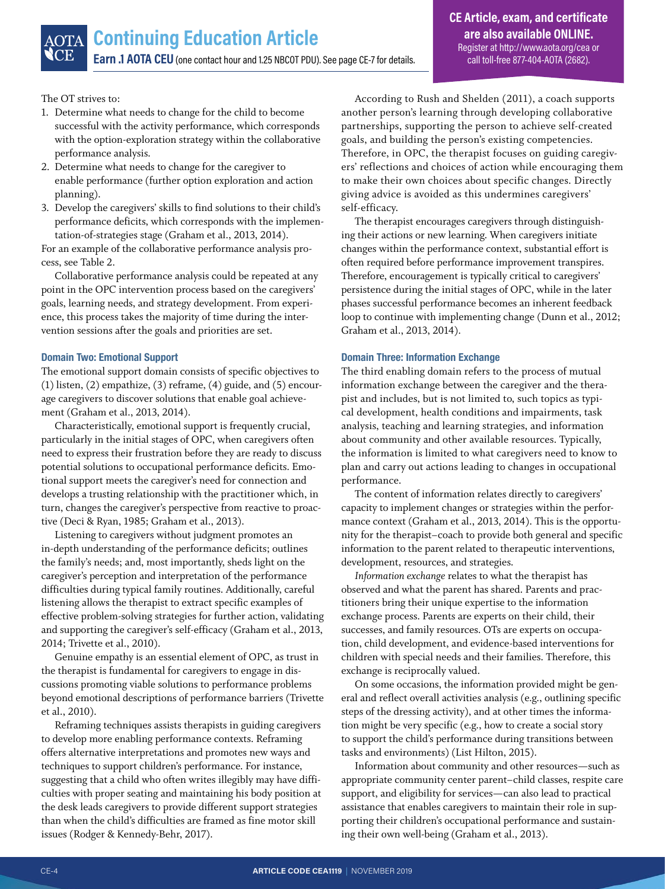The OT strives to:

1. Determine what needs to change for the child to become successful with the activity performance, which corresponds with the option-exploration strategy within the collaborative performance analysis.
2. Determine what needs to change for the caregiver to enable performance (further option exploration and action planning).
3. Develop the caregivers' skills to find solutions to their child's performance deficits, which corresponds with the implementation-of-strategies stage (Graham et al., 2013, 2014).

For an example of the collaborative performance analysis process, see Table 2.

Collaborative performance analysis could be repeated at any point in the OPC intervention process based on the caregivers' goals, learning needs, and strategy development. From experience, this process takes the majority of time during the intervention sessions after the goals and priorities are set.

### Domain Two: Emotional Support

The emotional support domain consists of specific objectives to (1) listen, (2) empathize, (3) reframe, (4) guide, and (5) encourage caregivers to discover solutions that enable goal achievement (Graham et al., 2013, 2014).

Characteristically, emotional support is frequently crucial, particularly in the initial stages of OPC, when caregivers often need to express their frustration before they are ready to discuss potential solutions to occupational performance deficits. Emotional support meets the caregiver's need for connection and develops a trusting relationship with the practitioner which, in turn, changes the caregiver's perspective from reactive to proactive (Deci & Ryan, 1985; Graham et al., 2013).

Listening to caregivers without judgment promotes an in-depth understanding of the performance deficits; outlines the family's needs; and, most importantly, sheds light on the caregiver's perception and interpretation of the performance difficulties during typical family routines. Additionally, careful listening allows the therapist to extract specific examples of effective problem-solving strategies for further action, validating and supporting the caregiver's self-efficacy (Graham et al., 2013, 2014; Trivette et al., 2010).

Genuine empathy is an essential element of OPC, as trust in the therapist is fundamental for caregivers to engage in discussions promoting viable solutions to performance problems beyond emotional descriptions of performance barriers (Trivette et al., 2010).

Reframing techniques assists therapists in guiding caregivers to develop more enabling performance contexts. Reframing offers alternative interpretations and promotes new ways and techniques to support children's performance. For instance, suggesting that a child who often writes illegibly may have difficulties with proper seating and maintaining his body position at the desk leads caregivers to provide different support strategies than when the child's difficulties are framed as fine motor skill issues (Rodger & Kennedy-Behr, 2017).

According to Rush and Shelden (2011), a coach supports another person's learning through developing collaborative partnerships, supporting the person to achieve self-created goals, and building the person's existing competencies. Therefore, in OPC, the therapist focuses on guiding caregivers' reflections and choices of action while encouraging them to make their own choices about specific changes. Directly giving advice is avoided as this undermines caregivers' self-efficacy.

The therapist encourages caregivers through distinguishing their actions or new learning. When caregivers initiate changes within the performance context, substantial effort is often required before performance improvement transpires. Therefore, encouragement is typically critical to caregivers' persistence during the initial stages of OPC, while in the later phases successful performance becomes an inherent feedback loop to continue with implementing change (Dunn et al., 2012; Graham et al., 2013, 2014).

### Domain Three: Information Exchange

The third enabling domain refers to the process of mutual information exchange between the caregiver and the therapist and includes, but is not limited to, such topics as typical development, health conditions and impairments, task analysis, teaching and learning strategies, and information about community and other available resources. Typically, the information is limited to what caregivers need to know to plan and carry out actions leading to changes in occupational performance.

The content of information relates directly to caregivers' capacity to implement changes or strategies within the performance context (Graham et al., 2013, 2014). This is the opportunity for the therapist–coach to provide both general and specific information to the parent related to therapeutic interventions, development, resources, and strategies.

*Information exchange* relates to what the therapist has observed and what the parent has shared. Parents and practitioners bring their unique expertise to the information exchange process. Parents are experts on their child, their successes, and family resources. OTs are experts on occupation, child development, and evidence-based interventions for children with special needs and their families. Therefore, this exchange is reciprocally valued.

On some occasions, the information provided might be general and reflect overall activities analysis (e.g., outlining specific steps of the dressing activity), and at other times the information might be very specific (e.g., how to create a social story to support the child's performance during transitions between tasks and environments) (List Hilton, 2015).

Information about community and other resources—such as appropriate community center parent–child classes, respite care support, and eligibility for services—can also lead to practical assistance that enables caregivers to maintain their role in supporting their children's occupational performance and sustaining their own well-being (Graham et al., 2013).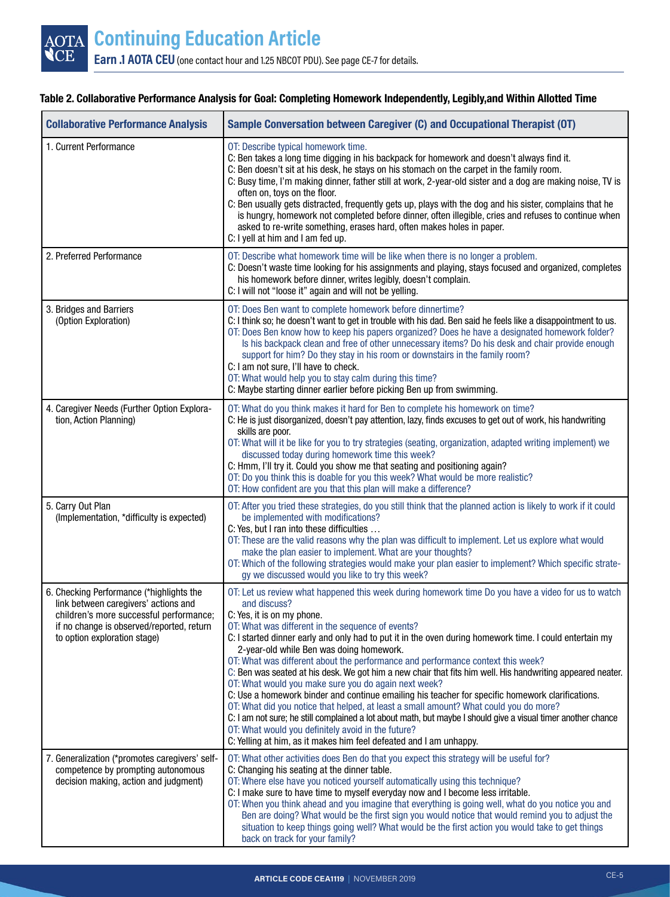**Table 2. Collaborative Performance Analysis for Goal: Completing Homework Independently, Legibly,and Within Allotted Time**

| Collaborative Performance Analysis | Sample Conversation between Caregiver (C) and Occupational Therapist (OT) |
|---|---|
| 1. Current Performance | OT: Describe typical homework time.<br>C: Ben takes a long time digging in his backpack for homework and doesn't always find it.<br>C: Ben doesn't sit at his desk, he stays on his stomach on the carpet in the family room.<br>C: Busy time, I'm making dinner, father still at work, 2-year-old sister and a dog are making noise, TV is often on, toys on the floor.<br>C: Ben usually gets distracted, frequently gets up, plays with the dog and his sister, complains that he is hungry, homework not completed before dinner, often illegible, cries and refuses to continue when asked to re-write something, erases hard, often makes holes in paper.<br>C: I yell at him and I am fed up. |
| 2. Preferred Performance | OT: Describe what homework time will be like when there is no longer a problem.<br>C: Doesn't waste time looking for his assignments and playing, stays focused and organized, completes his homework before dinner, writes legibly, doesn't complain.<br>C: I will not "loose it" again and will not be yelling. |
| 3. Bridges and Barriers (Option Exploration) | OT: Does Ben want to complete homework before dinnertime?<br>C: I think so; he doesn't want to get in trouble with his dad. Ben said he feels like a disappointment to us.<br>OT: Does Ben know how to keep his papers organized? Does he have a designated homework folder? Is his backpack clean and free of other unnecessary items? Do his desk and chair provide enough support for him? Do they stay in his room or downstairs in the family room?<br>C: I am not sure, I'll have to check.<br>OT: What would help you to stay calm during this time?<br>C: Maybe starting dinner earlier before picking Ben up from swimming. |
| 4. Caregiver Needs (Further Option Exploration, Action Planning) | OT: What do you think makes it hard for Ben to complete his homework on time?<br>C: He is just disorganized, doesn't pay attention, lazy, finds excuses to get out of work, his handwriting skills are poor.<br>OT: What will it be like for you to try strategies (seating, organization, adapted writing implement) we discussed today during homework time this week?<br>C: Hmm, I'll try it. Could you show me that seating and positioning again?<br>OT: Do you think this is doable for you this week? What would be more realistic?<br>OT: How confident are you that this plan will make a difference? |
| 5. Carry Out Plan (Implementation, *difficulty is expected) | OT: After you tried these strategies, do you still think that the planned action is likely to work if it could be implemented with modifications?<br>C: Yes, but I ran into these difficulties …<br>OT: These are the valid reasons why the plan was difficult to implement. Let us explore what would make the plan easier to implement. What are your thoughts?<br>OT: Which of the following strategies would make your plan easier to implement? Which specific strategy we discussed would you like to try this week? |
| 6. Checking Performance (*highlights the link between caregivers' actions and children's more successful performance; if no change is observed/reported, return to option exploration stage) | OT: Let us review what happened this week during homework time Do you have a video for us to watch and discuss?<br>C: Yes, it is on my phone.<br>OT: What was different in the sequence of events?<br>C: I started dinner early and only had to put it in the oven during homework time. I could entertain my 2-year-old while Ben was doing homework.<br>OT: What was different about the performance and performance context this week?<br>C: Ben was seated at his desk. We got him a new chair that fits him well. His handwriting appeared neater.<br>OT: What would you make sure you do again next week?<br>C: Use a homework binder and continue emailing his teacher for specific homework clarifications.<br>OT: What did you notice that helped, at least a small amount? What could you do more?<br>C: I am not sure; he still complained a lot about math, but maybe I should give a visual timer another chance<br>OT: What would you definitely avoid in the future?<br>C: Yelling at him, as it makes him feel defeated and I am unhappy. |
| 7. Generalization (*promotes caregivers' self-competence by prompting autonomous decision making, action and judgment) | OT: What other activities does Ben do that you expect this strategy will be useful for?<br>C: Changing his seating at the dinner table.<br>OT: Where else have you noticed yourself automatically using this technique?<br>C: I make sure to have time to myself everyday now and I become less irritable.<br>OT: When you think ahead and you imagine that everything is going well, what do you notice you and Ben are doing? What would be the first sign you would notice that would remind you to adjust the situation to keep things going well? What would be the first action you would take to get things back on track for your family? |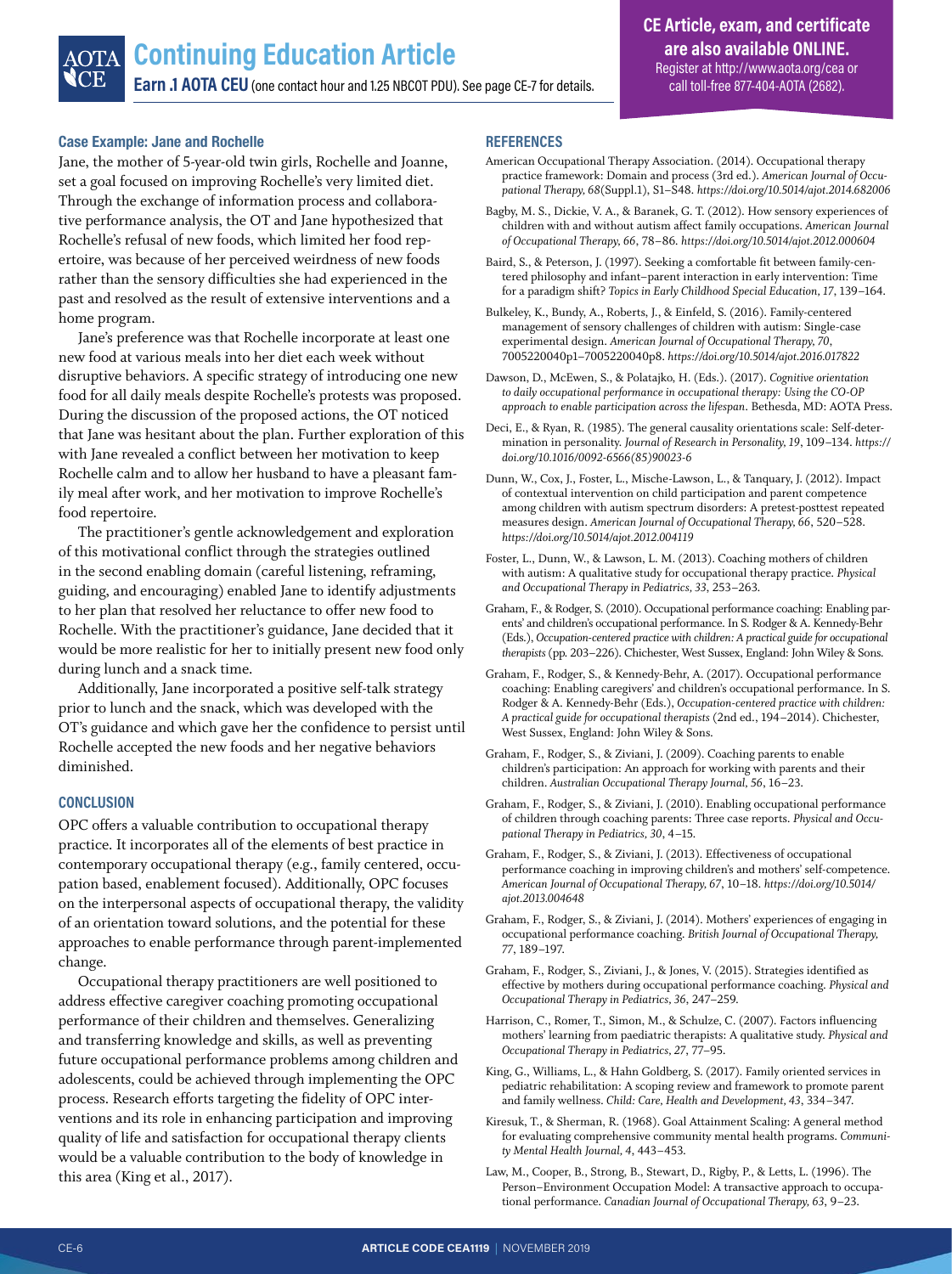### Case Example: Jane and Rochelle

Jane, the mother of 5-year-old twin girls, Rochelle and Joanne, set a goal focused on improving Rochelle's very limited diet. Through the exchange of information process and collaborative performance analysis, the OT and Jane hypothesized that Rochelle's refusal of new foods, which limited her food repertoire, was because of her perceived weirdness of new foods rather than the sensory difficulties she had experienced in the past and resolved as the result of extensive interventions and a home program.

Jane's preference was that Rochelle incorporate at least one new food at various meals into her diet each week without disruptive behaviors. A specific strategy of introducing one new food for all daily meals despite Rochelle's protests was proposed. During the discussion of the proposed actions, the OT noticed that Jane was hesitant about the plan. Further exploration of this with Jane revealed a conflict between her motivation to keep Rochelle calm and to allow her husband to have a pleasant family meal after work, and her motivation to improve Rochelle's food repertoire.

The practitioner's gentle acknowledgement and exploration of this motivational conflict through the strategies outlined in the second enabling domain (careful listening, reframing, guiding, and encouraging) enabled Jane to identify adjustments to her plan that resolved her reluctance to offer new food to Rochelle. With the practitioner's guidance, Jane decided that it would be more realistic for her to initially present new food only during lunch and a snack time.

Additionally, Jane incorporated a positive self-talk strategy prior to lunch and the snack, which was developed with the OT's guidance and which gave her the confidence to persist until Rochelle accepted the new foods and her negative behaviors diminished.

### CONCLUSION

OPC offers a valuable contribution to occupational therapy practice. It incorporates all of the elements of best practice in contemporary occupational therapy (e.g., family centered, occupation based, enablement focused). Additionally, OPC focuses on the interpersonal aspects of occupational therapy, the validity of an orientation toward solutions, and the potential for these approaches to enable performance through parent-implemented change.

Occupational therapy practitioners are well positioned to address effective caregiver coaching promoting occupational performance of their children and themselves. Generalizing and transferring knowledge and skills, as well as preventing future occupational performance problems among children and adolescents, could be achieved through implementing the OPC process. Research efforts targeting the fidelity of OPC interventions and its role in enhancing participation and improving quality of life and satisfaction for occupational therapy clients would be a valuable contribution to the body of knowledge in this area (King et al., 2017).

### REFERENCES

American Occupational Therapy Association. (2014). Occupational therapy practice framework: Domain and process (3rd ed.). *American Journal of Occupational Therapy, 68*(Suppl.1), S1–S48. *https://doi.org/10.5014/ajot.2014.682006*

Bagby, M. S., Dickie, V. A., & Baranek, G. T. (2012). How sensory experiences of children with and without autism affect family occupations. *American Journal of Occupational Therapy, 66*, 78–86. *https://doi.org/10.5014/ajot.2012.000604*

Baird, S., & Peterson, J. (1997). Seeking a comfortable fit between family-centered philosophy and infant–parent interaction in early intervention: Time for a paradigm shift? *Topics in Early Childhood Special Education, 17*, 139–164.

Bulkeley, K., Bundy, A., Roberts, J., & Einfeld, S. (2016). Family-centered management of sensory challenges of children with autism: Single-case experimental design. *American Journal of Occupational Therapy, 70*, 7005220040p1–7005220040p8. *https://doi.org/10.5014/ajot.2016.017822*

Dawson, D., McEwen, S., & Polatajko, H. (Eds.). (2017). *Cognitive orientation to daily occupational performance in occupational therapy: Using the CO-OP approach to enable participation across the lifespan*. Bethesda, MD: AOTA Press.

Deci, E., & Ryan, R. (1985). The general causality orientations scale: Self-determination in personality. *Journal of Research in Personality, 19*, 109–134. *https://doi.org/10.1016/0092-6566(85)90023-6*

Dunn, W., Cox, J., Foster, L., Mische-Lawson, L., & Tanquary, J. (2012). Impact of contextual intervention on child participation and parent competence among children with autism spectrum disorders: A pretest-posttest repeated measures design. *American Journal of Occupational Therapy, 66*, 520–528. *https://doi.org/10.5014/ajot.2012.004119*

Foster, L., Dunn, W., & Lawson, L. M. (2013). Coaching mothers of children with autism: A qualitative study for occupational therapy practice. *Physical and Occupational Therapy in Pediatrics, 33*, 253–263.

Graham, F., & Rodger, S. (2010). Occupational performance coaching: Enabling parents' and children's occupational performance. In S. Rodger & A. Kennedy-Behr (Eds.), *Occupation-centered practice with children: A practical guide for occupational therapists* (pp. 203–226). Chichester, West Sussex, England: John Wiley & Sons.

Graham, F., Rodger, S., & Kennedy-Behr, A. (2017). Occupational performance coaching: Enabling caregivers' and children's occupational performance. In S. Rodger & A. Kennedy-Behr (Eds.), *Occupation-centered practice with children: A practical guide for occupational therapists* (2nd ed., 194–2014). Chichester, West Sussex, England: John Wiley & Sons.

Graham, F., Rodger, S., & Ziviani, J. (2009). Coaching parents to enable children's participation: An approach for working with parents and their children. *Australian Occupational Therapy Journal, 56*, 16–23.

Graham, F., Rodger, S., & Ziviani, J. (2010). Enabling occupational performance of children through coaching parents: Three case reports. *Physical and Occupational Therapy in Pediatrics, 30*, 4–15.

Graham, F., Rodger, S., & Ziviani, J. (2013). Effectiveness of occupational performance coaching in improving children's and mothers' self-competence. *American Journal of Occupational Therapy, 67*, 10–18. *https://doi.org/10.5014/ajot.2013.004648*

Graham, F., Rodger, S., & Ziviani, J. (2014). Mothers' experiences of engaging in occupational performance coaching. *British Journal of Occupational Therapy, 77*, 189–197.

Graham, F., Rodger, S., Ziviani, J., & Jones, V. (2015). Strategies identified as effective by mothers during occupational performance coaching. *Physical and Occupational Therapy in Pediatrics, 36*, 247–259.

Harrison, C., Romer, T., Simon, M., & Schulze, C. (2007). Factors influencing mothers' learning from paediatric therapists: A qualitative study. *Physical and Occupational Therapy in Pediatrics, 27*, 77–95.

King, G., Williams, L., & Hahn Goldberg, S. (2017). Family oriented services in pediatric rehabilitation: A scoping review and framework to promote parent and family wellness. *Child: Care, Health and Development, 43*, 334–347.

Kiresuk, T., & Sherman, R. (1968). Goal Attainment Scaling: A general method for evaluating comprehensive community mental health programs. *Community Mental Health Journal, 4*, 443–453.

Law, M., Cooper, B., Strong, B., Stewart, D., Rigby, P., & Letts, L. (1996). The Person–Environment Occupation Model: A transactive approach to occupational performance. *Canadian Journal of Occupational Therapy, 63*, 9–23.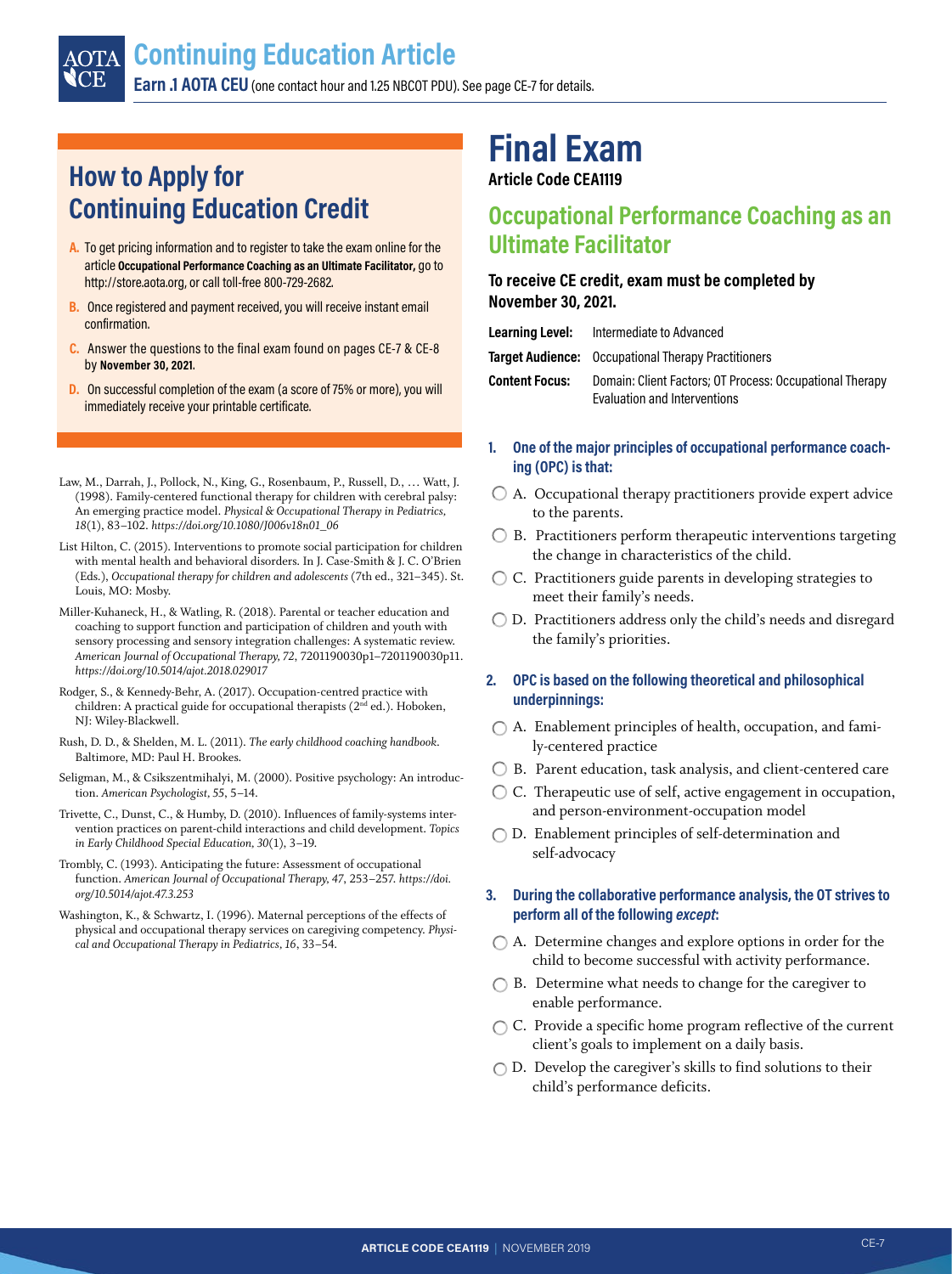## How to Apply for Continuing Education Credit

**A.** To get pricing information and to register to take the exam online for the article **Occupational Performance Coaching as an Ultimate Facilitator,** go to http://store.aota.org, or call toll-free 800-729-2682.

**B.** Once registered and payment received, you will receive instant email confirmation.

**C.** Answer the questions to the final exam found on pages CE-7 & CE-8 by **November 30, 2021.**

**D.** On successful completion of the exam (a score of 75% or more), you will immediately receive your printable certificate.

Law, M., Darrah, J., Pollock, N., King, G., Rosenbaum, P., Russell, D., … Watt, J. (1998). Family-centered functional therapy for children with cerebral palsy: An emerging practice model. *Physical & Occupational Therapy in Pediatrics, 18*(1), 83–102. *https://doi.org/10.1080/J006v18n01_06*

List Hilton, C. (2015). Interventions to promote social participation for children with mental health and behavioral disorders. In J. Case-Smith & J. C. O'Brien (Eds.), *Occupational therapy for children and adolescents* (7th ed., 321–345). St. Louis, MO: Mosby.

Miller-Kuhaneck, H., & Watling, R. (2018). Parental or teacher education and coaching to support function and participation of children and youth with sensory processing and sensory integration challenges: A systematic review. *American Journal of Occupational Therapy, 72*, 7201190030p1–7201190030p11. *https://doi.org/10.5014/ajot.2018.029017*

Rodger, S., & Kennedy-Behr, A. (2017). Occupation-centred practice with children: A practical guide for occupational therapists (2nd ed.). Hoboken, NJ: Wiley-Blackwell.

Rush, D. D., & Shelden, M. L. (2011). *The early childhood coaching handbook*. Baltimore, MD: Paul H. Brookes.

Seligman, M., & Csikszentmihalyi, M. (2000). Positive psychology: An introduction. *American Psychologist, 55*, 5–14.

Trivette, C., Dunst, C., & Humby, D. (2010). Influences of family-systems intervention practices on parent-child interactions and child development. *Topics in Early Childhood Special Education, 30*(1), 3–19.

Trombly, C. (1993). Anticipating the future: Assessment of occupational function. *American Journal of Occupational Therapy, 47*, 253–257. *https://doi.org/10.5014/ajot.47.3.253*

Washington, K., & Schwartz, I. (1996). Maternal perceptions of the effects of physical and occupational therapy services on caregiving competency. *Physical and Occupational Therapy in Pediatrics, 16*, 33–54.

# Final Exam

**Article Code CEA1119**

## Occupational Performance Coaching as an Ultimate Facilitator

**To receive CE credit, exam must be completed by November 30, 2021.**

**Learning Level:** Intermediate to Advanced

**Target Audience:** Occupational Therapy Practitioners

**Content Focus:** Domain: Client Factors; OT Process: Occupational Therapy Evaluation and Interventions

**1. One of the major principles of occupational performance coaching (OPC) is that:**

- A. Occupational therapy practitioners provide expert advice to the parents.
- B. Practitioners perform therapeutic interventions targeting the change in characteristics of the child.
- C. Practitioners guide parents in developing strategies to meet their family's needs.
- D. Practitioners address only the child's needs and disregard the family's priorities.

**2. OPC is based on the following theoretical and philosophical underpinnings:**

- A. Enablement principles of health, occupation, and family-centered practice
- B. Parent education, task analysis, and client-centered care
- C. Therapeutic use of self, active engagement in occupation, and person-environment-occupation model
- D. Enablement principles of self-determination and self-advocacy

**3. During the collaborative performance analysis, the OT strives to perform all of the following *except*:**

- A. Determine changes and explore options in order for the child to become successful with activity performance.
- B. Determine what needs to change for the caregiver to enable performance.
- C. Provide a specific home program reflective of the current client's goals to implement on a daily basis.
- D. Develop the caregiver's skills to find solutions to their child's performance deficits.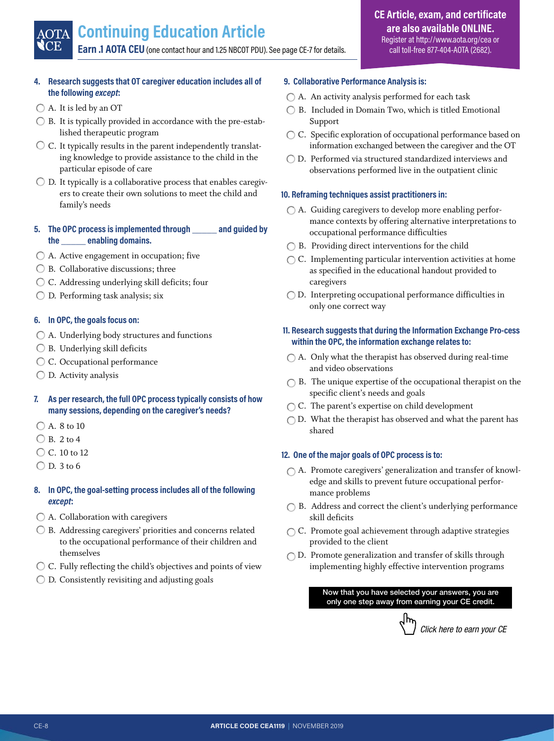# Continuing Education Article

**Earn .1 AOTA CEU** (one contact hour and 1.25 NBCOT PDU). See page CE-7 for details.

**CE Article, exam, and certificate are also available ONLINE.**
Register at http://www.aota.org/cea or call toll-free 877-404-AOTA (2682).

**4. Research suggests that OT caregiver education includes all of the following *except*:**

- A. It is led by an OT
- B. It is typically provided in accordance with the pre-established therapeutic program
- C. It typically results in the parent independently translating knowledge to provide assistance to the child in the particular episode of care
- D. It typically is a collaborative process that enables caregivers to create their own solutions to meet the child and family's needs

**5. The OPC process is implemented through _____ and guided by the _____ enabling domains.**

- A. Active engagement in occupation; five
- B. Collaborative discussions; three
- C. Addressing underlying skill deficits; four
- D. Performing task analysis; six

**6. In OPC, the goals focus on:**

- A. Underlying body structures and functions
- B. Underlying skill deficits
- C. Occupational performance
- D. Activity analysis

**7. As per research, the full OPC process typically consists of how many sessions, depending on the caregiver's needs?**

- A. 8 to 10
- B. 2 to 4
- C. 10 to 12
- D. 3 to 6

**8. In OPC, the goal-setting process includes all of the following *except*:**

- A. Collaboration with caregivers
- B. Addressing caregivers' priorities and concerns related to the occupational performance of their children and themselves
- C. Fully reflecting the child's objectives and points of view
- D. Consistently revisiting and adjusting goals

**9. Collaborative Performance Analysis is:**

- A. An activity analysis performed for each task
- B. Included in Domain Two, which is titled Emotional Support
- C. Specific exploration of occupational performance based on information exchanged between the caregiver and the OT
- D. Performed via structured standardized interviews and observations performed live in the outpatient clinic

**10. Reframing techniques assist practitioners in:**

- A. Guiding caregivers to develop more enabling performance contexts by offering alternative interpretations to occupational performance difficulties
- B. Providing direct interventions for the child
- C. Implementing particular intervention activities at home as specified in the educational handout provided to caregivers
- D. Interpreting occupational performance difficulties in only one correct way

**11. Research suggests that during the Information Exchange Pro-cess within the OPC, the information exchange relates to:**

- A. Only what the therapist has observed during real-time and video observations
- B. The unique expertise of the occupational therapist on the specific client's needs and goals
- C. The parent's expertise on child development
- D. What the therapist has observed and what the parent has shared

**12. One of the major goals of OPC process is to:**

- A. Promote caregivers' generalization and transfer of knowledge and skills to prevent future occupational performance problems
- B. Address and correct the client's underlying performance skill deficits
- C. Promote goal achievement through adaptive strategies provided to the client
- D. Promote generalization and transfer of skills through implementing highly effective intervention programs

Now that you have selected your answers, you are only one step away from earning your CE credit.

*Click here to earn your CE*